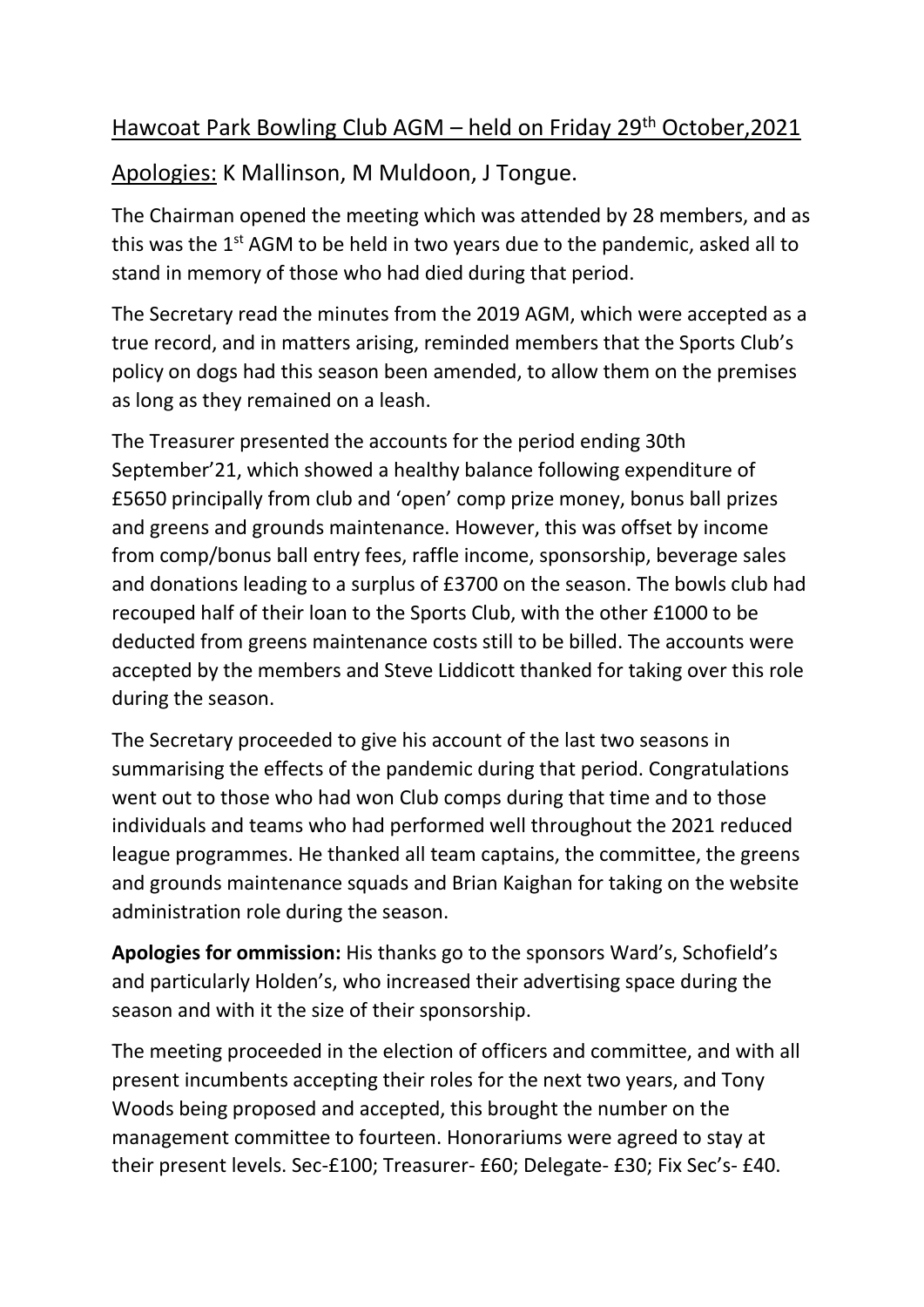# Hawcoat Park Bowling Club AGM – held on Friday 29th October,2021

Apologies: K Mallinson, M Muldoon, J Tongue.

The Chairman opened the meeting which was attended by 28 members, and as this was the 1st AGM to be held in two years due to the pandemic, asked all to stand in memory of those who had died during that period.

The Secretary read the minutes from the 2019 AGM, which were accepted as a true record, and in matters arising, reminded members that the Sports Club's policy on dogs had this season been amended, to allow them on the premises as long as they remained on a leash.

The Treasurer presented the accounts for the period ending 30th September'21, which showed a healthy balance following expenditure of £5650 principally from club and 'open' comp prize money, bonus ball prizes and greens and grounds maintenance. However, this was offset by income from comp/bonus ball entry fees, raffle income, sponsorship, beverage sales and donations leading to a surplus of £3700 on the season. The bowls club had recouped half of their loan to the Sports Club, with the other £1000 to be deducted from greens maintenance costs still to be billed. The accounts were accepted by the members and Steve Liddicott thanked for taking over this role during the season.

The Secretary proceeded to give his account of the last two seasons in summarising the effects of the pandemic during that period. Congratulations went out to those who had won Club comps during that time and to those individuals and teams who had performed well throughout the 2021 reduced league programmes. He thanked all team captains, the committee, the greens and grounds maintenance squads and Brian Kaighan for taking on the website administration role during the season.

**Apologies for ommission:** His thanks go to the sponsors Ward's, Schofield's and particularly Holden's, who increased their advertising space during the season and with it the size of their sponsorship.

The meeting proceeded in the election of officers and committee, and with all present incumbents accepting their roles for the next two years, and Tony Woods being proposed and accepted, this brought the number on the management committee to fourteen. Honorariums were agreed to stay at their present levels. Sec-£100; Treasurer- £60; Delegate- £30; Fix Sec's- £40.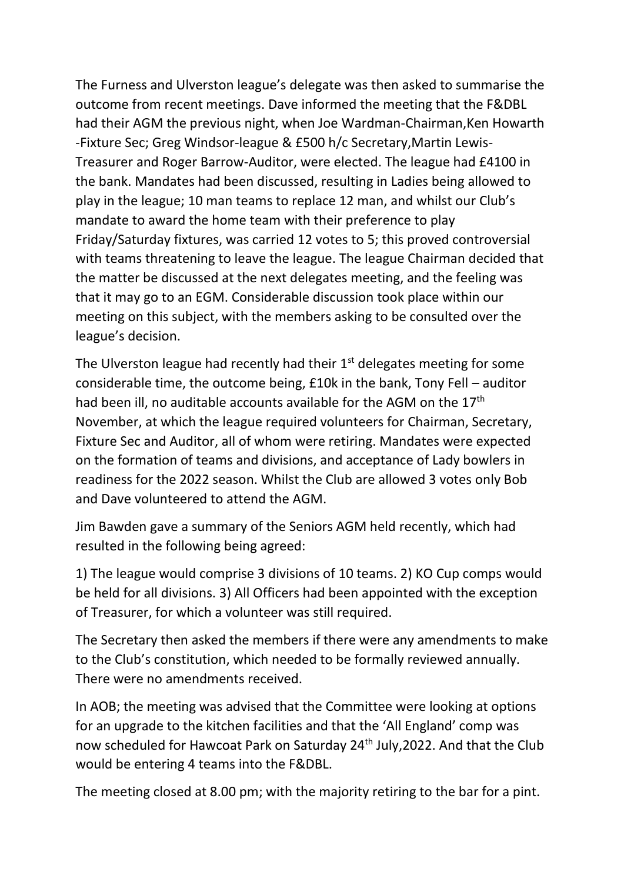The Furness and Ulverston league's delegate was then asked to summarise the outcome from recent meetings. Dave informed the meeting that the F&DBL had their AGM the previous night, when Joe Wardman-Chairman,Ken Howarth -Fixture Sec; Greg Windsor-league & £500 h/c Secretary,Martin Lewis-Treasurer and Roger Barrow-Auditor, were elected. The league had £4100 in the bank. Mandates had been discussed, resulting in Ladies being allowed to play in the league; 10 man teams to replace 12 man, and whilst our Club's mandate to award the home team with their preference to play Friday/Saturday fixtures, was carried 12 votes to 5; this proved controversial with teams threatening to leave the league. The league Chairman decided that the matter be discussed at the next delegates meeting, and the feeling was that it may go to an EGM. Considerable discussion took place within our meeting on this subject, with the members asking to be consulted over the league's decision.

The Ulverston league had recently had their 1st delegates meeting for some considerable time, the outcome being, £10k in the bank, Tony Fell – auditor had been ill, no auditable accounts available for the AGM on the 17th November, at which the league required volunteers for Chairman, Secretary, Fixture Sec and Auditor, all of whom were retiring. Mandates were expected on the formation of teams and divisions, and acceptance of Lady bowlers in readiness for the 2022 season. Whilst the Club are allowed 3 votes only Bob and Dave volunteered to attend the AGM.

Jim Bawden gave a summary of the Seniors AGM held recently, which had resulted in the following being agreed:

1) The league would comprise 3 divisions of 10 teams. 2) KO Cup comps would be held for all divisions. 3) All Officers had been appointed with the exception of Treasurer, for which a volunteer was still required.

The Secretary then asked the members if there were any amendments to make to the Club's constitution, which needed to be formally reviewed annually. There were no amendments received.

In AOB; the meeting was advised that the Committee were looking at options for an upgrade to the kitchen facilities and that the 'All England' comp was now scheduled for Hawcoat Park on Saturday 24th July,2022. And that the Club would be entering 4 teams into the F&DBL.

The meeting closed at 8.00 pm; with the majority retiring to the bar for a pint.